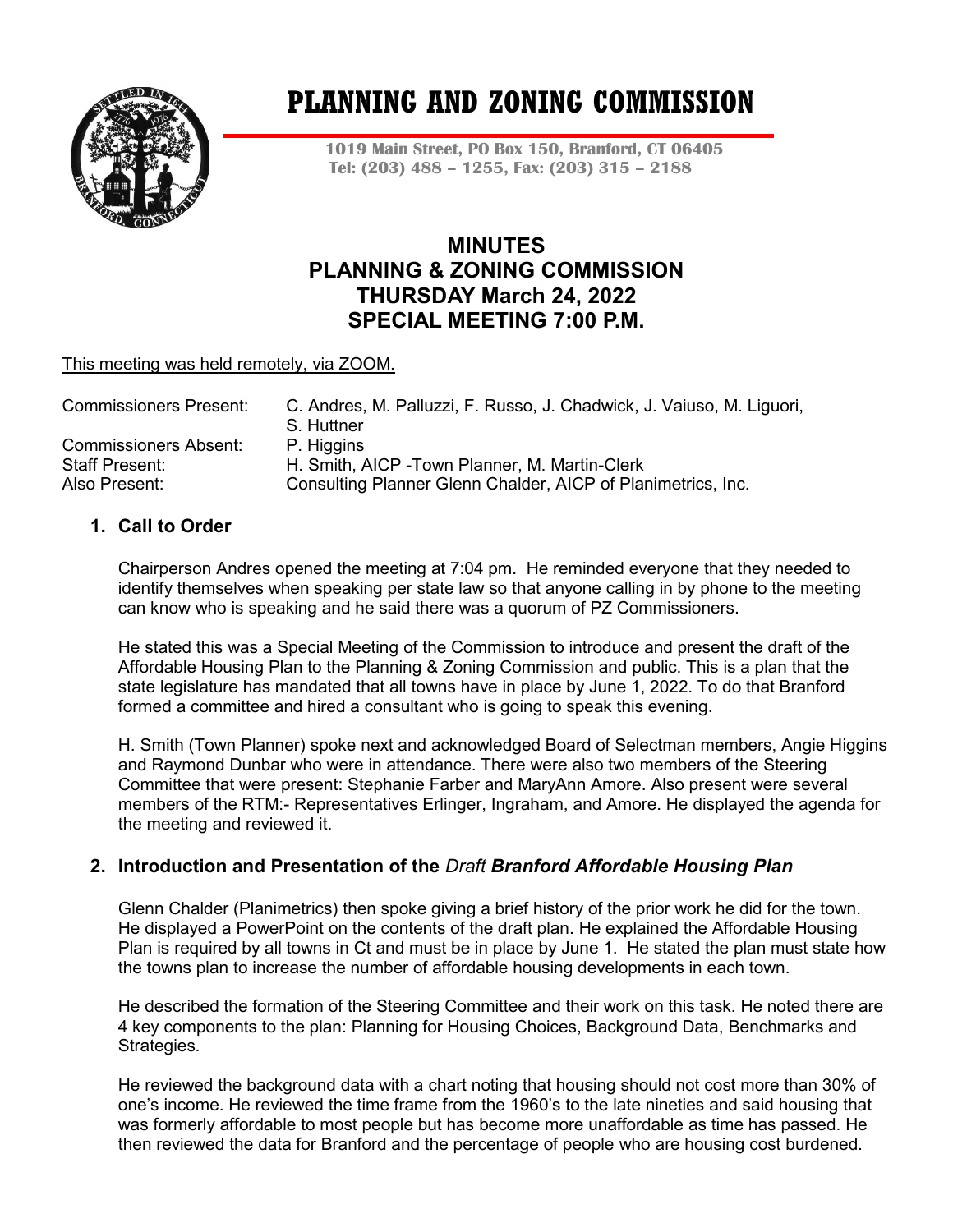# PLANNING AND ZONING COMMISSION

**1019 Main Street, PO Box 150, Branford, CT 06405**
**Tel: (203) 488 – 1255, Fax: (203) 315 – 2188**

## MINUTES
## PLANNING & ZONING COMMISSION
## THURSDAY March 24, 2022
## SPECIAL MEETING 7:00 P.M.

This meeting was held remotely, via ZOOM.

| | |
|---|---|
| Commissioners Present: | C. Andres, M. Palluzzi, F. Russo, J. Chadwick, J. Vaiuso, M. Liguori, S. Huttner |
| Commissioners Absent: | P. Higgins |
| Staff Present: | H. Smith, AICP -Town Planner, M. Martin-Clerk |
| Also Present: | Consulting Planner Glenn Chalder, AICP of Planimetrics, Inc. |

### 1. Call to Order

Chairperson Andres opened the meeting at 7:04 pm. He reminded everyone that they needed to identify themselves when speaking per state law so that anyone calling in by phone to the meeting can know who is speaking and he said there was a quorum of PZ Commissioners.

He stated this was a Special Meeting of the Commission to introduce and present the draft of the Affordable Housing Plan to the Planning & Zoning Commission and public. This is a plan that the state legislature has mandated that all towns have in place by June 1, 2022. To do that Branford formed a committee and hired a consultant who is going to speak this evening.

H. Smith (Town Planner) spoke next and acknowledged Board of Selectman members, Angie Higgins and Raymond Dunbar who were in attendance. There were also two members of the Steering Committee that were present: Stephanie Farber and MaryAnn Amore. Also present were several members of the RTM:- Representatives Erlinger, Ingraham, and Amore. He displayed the agenda for the meeting and reviewed it.

### 2. Introduction and Presentation of the *Draft* *Branford Affordable Housing Plan*

Glenn Chalder (Planimetrics) then spoke giving a brief history of the prior work he did for the town. He displayed a PowerPoint on the contents of the draft plan. He explained the Affordable Housing Plan is required by all towns in Ct and must be in place by June 1. He stated the plan must state how the towns plan to increase the number of affordable housing developments in each town.

He described the formation of the Steering Committee and their work on this task. He noted there are 4 key components to the plan: Planning for Housing Choices, Background Data, Benchmarks and Strategies.

He reviewed the background data with a chart noting that housing should not cost more than 30% of one's income. He reviewed the time frame from the 1960's to the late nineties and said housing that was formerly affordable to most people but has become more unaffordable as time has passed. He then reviewed the data for Branford and the percentage of people who are housing cost burdened.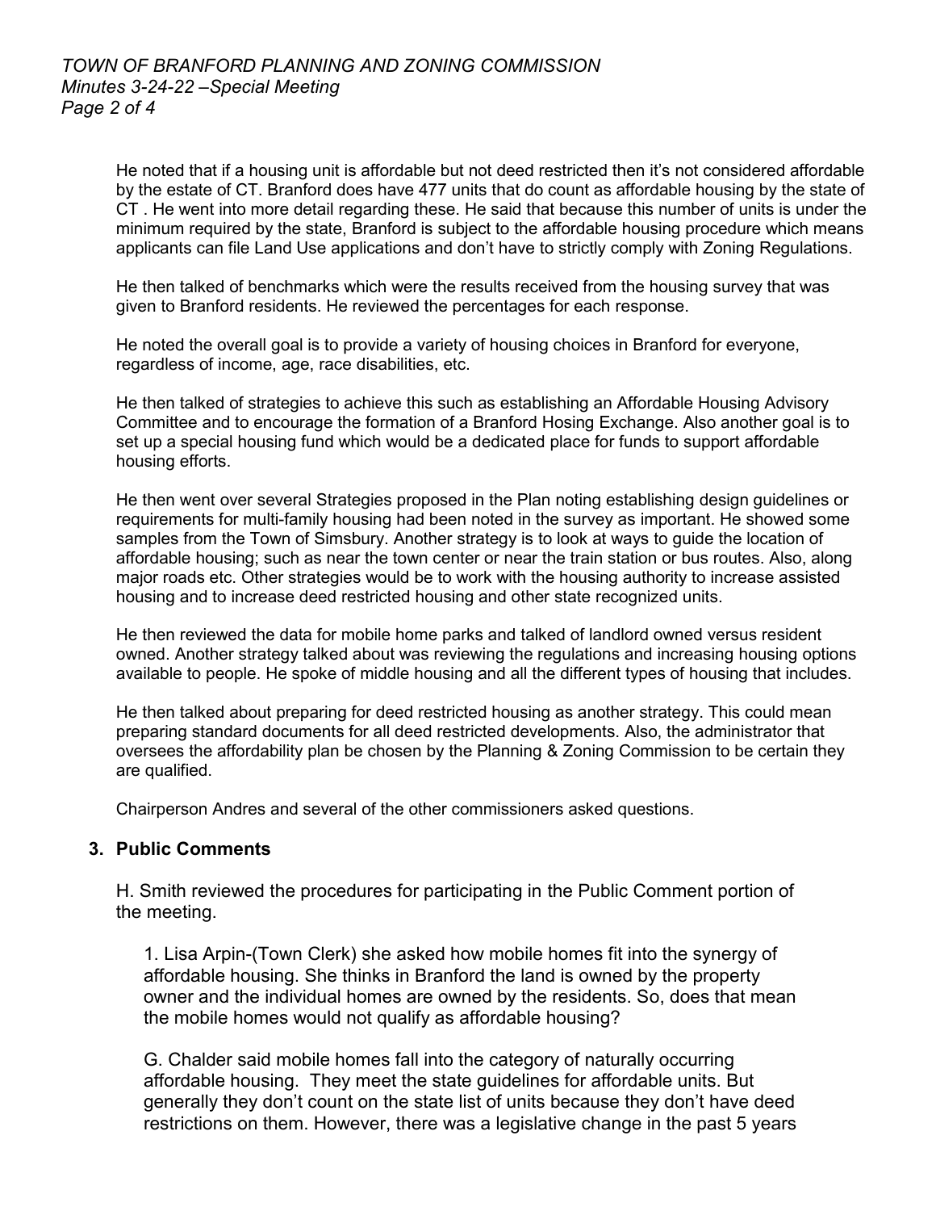He noted that if a housing unit is affordable but not deed restricted then it's not considered affordable by the estate of CT. Branford does have 477 units that do count as affordable housing by the state of CT . He went into more detail regarding these. He said that because this number of units is under the minimum required by the state, Branford is subject to the affordable housing procedure which means applicants can file Land Use applications and don't have to strictly comply with Zoning Regulations.

He then talked of benchmarks which were the results received from the housing survey that was given to Branford residents. He reviewed the percentages for each response.

He noted the overall goal is to provide a variety of housing choices in Branford for everyone, regardless of income, age, race disabilities, etc.

He then talked of strategies to achieve this such as establishing an Affordable Housing Advisory Committee and to encourage the formation of a Branford Hosing Exchange. Also another goal is to set up a special housing fund which would be a dedicated place for funds to support affordable housing efforts.

He then went over several Strategies proposed in the Plan noting establishing design guidelines or requirements for multi-family housing had been noted in the survey as important. He showed some samples from the Town of Simsbury. Another strategy is to look at ways to guide the location of affordable housing; such as near the town center or near the train station or bus routes. Also, along major roads etc. Other strategies would be to work with the housing authority to increase assisted housing and to increase deed restricted housing and other state recognized units.

He then reviewed the data for mobile home parks and talked of landlord owned versus resident owned. Another strategy talked about was reviewing the regulations and increasing housing options available to people. He spoke of middle housing and all the different types of housing that includes.

He then talked about preparing for deed restricted housing as another strategy. This could mean preparing standard documents for all deed restricted developments. Also, the administrator that oversees the affordability plan be chosen by the Planning & Zoning Commission to be certain they are qualified.

Chairperson Andres and several of the other commissioners asked questions.

## 3. Public Comments

H. Smith reviewed the procedures for participating in the Public Comment portion of the meeting.

1. Lisa Arpin-(Town Clerk) she asked how mobile homes fit into the synergy of affordable housing. She thinks in Branford the land is owned by the property owner and the individual homes are owned by the residents. So, does that mean the mobile homes would not qualify as affordable housing?

G. Chalder said mobile homes fall into the category of naturally occurring affordable housing. They meet the state guidelines for affordable units. But generally they don't count on the state list of units because they don't have deed restrictions on them. However, there was a legislative change in the past 5 years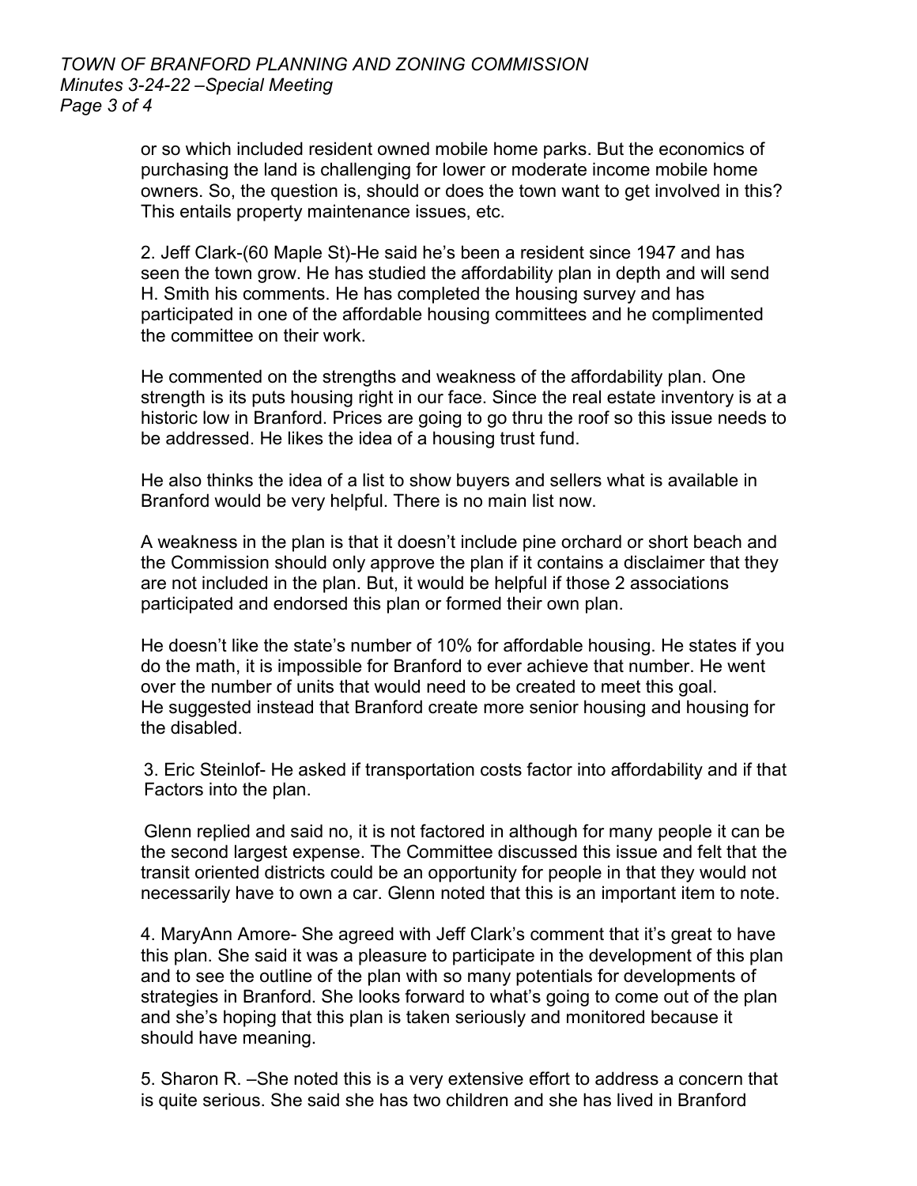or so which included resident owned mobile home parks. But the economics of purchasing the land is challenging for lower or moderate income mobile home owners. So, the question is, should or does the town want to get involved in this? This entails property maintenance issues, etc.

2. Jeff Clark-(60 Maple St)-He said he's been a resident since 1947 and has seen the town grow. He has studied the affordability plan in depth and will send H. Smith his comments. He has completed the housing survey and has participated in one of the affordable housing committees and he complimented the committee on their work.

He commented on the strengths and weakness of the affordability plan. One strength is its puts housing right in our face. Since the real estate inventory is at a historic low in Branford. Prices are going to go thru the roof so this issue needs to be addressed. He likes the idea of a housing trust fund.

He also thinks the idea of a list to show buyers and sellers what is available in Branford would be very helpful. There is no main list now.

A weakness in the plan is that it doesn't include pine orchard or short beach and the Commission should only approve the plan if it contains a disclaimer that they are not included in the plan. But, it would be helpful if those 2 associations participated and endorsed this plan or formed their own plan.

He doesn't like the state's number of 10% for affordable housing. He states if you do the math, it is impossible for Branford to ever achieve that number. He went over the number of units that would need to be created to meet this goal. He suggested instead that Branford create more senior housing and housing for the disabled.

3. Eric Steinlof- He asked if transportation costs factor into affordability and if that Factors into the plan.

Glenn replied and said no, it is not factored in although for many people it can be the second largest expense. The Committee discussed this issue and felt that the transit oriented districts could be an opportunity for people in that they would not necessarily have to own a car. Glenn noted that this is an important item to note.

4. MaryAnn Amore- She agreed with Jeff Clark's comment that it's great to have this plan. She said it was a pleasure to participate in the development of this plan and to see the outline of the plan with so many potentials for developments of strategies in Branford. She looks forward to what's going to come out of the plan and she's hoping that this plan is taken seriously and monitored because it should have meaning.

5. Sharon R. –She noted this is a very extensive effort to address a concern that is quite serious. She said she has two children and she has lived in Branford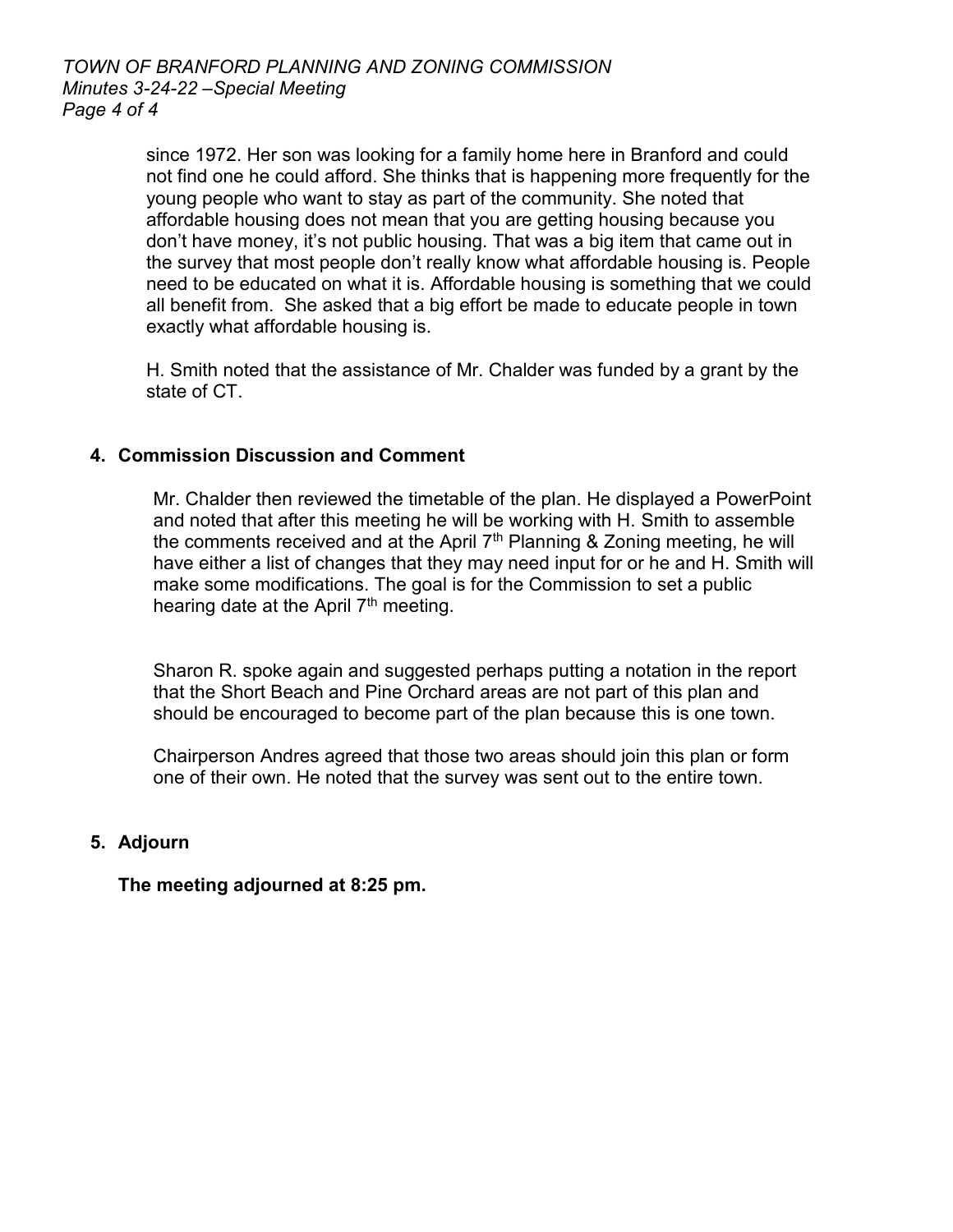since 1972. Her son was looking for a family home here in Branford and could not find one he could afford. She thinks that is happening more frequently for the young people who want to stay as part of the community. She noted that affordable housing does not mean that you are getting housing because you don't have money, it's not public housing. That was a big item that came out in the survey that most people don't really know what affordable housing is. People need to be educated on what it is. Affordable housing is something that we could all benefit from. She asked that a big effort be made to educate people in town exactly what affordable housing is.

H. Smith noted that the assistance of Mr. Chalder was funded by a grant by the state of CT.

## 4. Commission Discussion and Comment

Mr. Chalder then reviewed the timetable of the plan. He displayed a PowerPoint and noted that after this meeting he will be working with H. Smith to assemble the comments received and at the April 7th Planning & Zoning meeting, he will have either a list of changes that they may need input for or he and H. Smith will make some modifications. The goal is for the Commission to set a public hearing date at the April 7th meeting.

Sharon R. spoke again and suggested perhaps putting a notation in the report that the Short Beach and Pine Orchard areas are not part of this plan and should be encouraged to become part of the plan because this is one town.

Chairperson Andres agreed that those two areas should join this plan or form one of their own. He noted that the survey was sent out to the entire town.

## 5. Adjourn

**The meeting adjourned at 8:25 pm.**